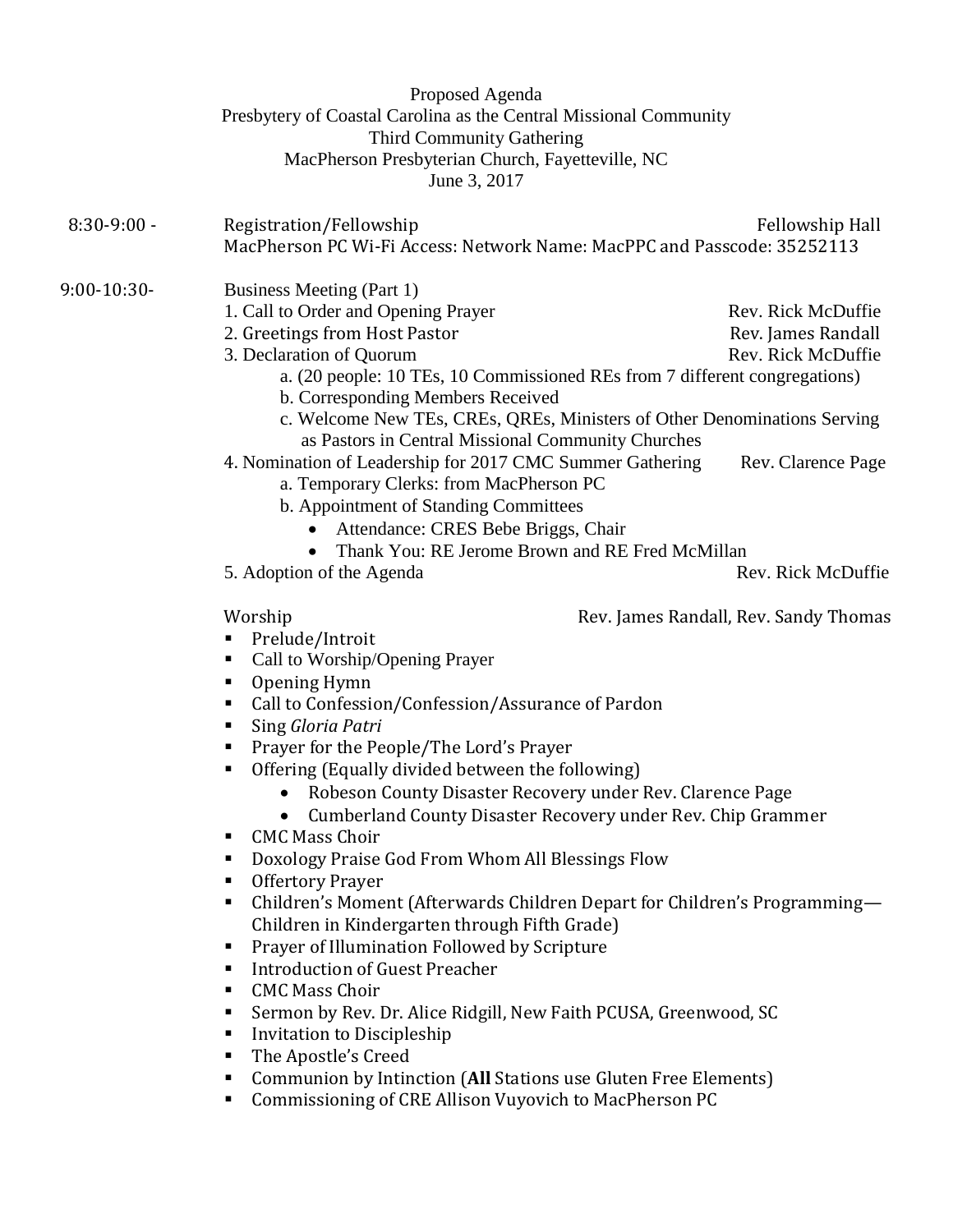Proposed Agenda
Presbytery of Coastal Carolina as the Central Missional Community
Third Community Gathering
MacPherson Presbyterian Church, Fayetteville, NC
June 3, 2017

8:30-9:00 - Registration/Fellowship — Fellowship Hall
MacPherson PC Wi-Fi Access: Network Name: MacPPC and Passcode: 35252113

9:00-10:30- Business Meeting (Part 1)

1. Call to Order and Opening Prayer — Rev. Rick McDuffie
2. Greetings from Host Pastor — Rev. James Randall
3. Declaration of Quorum — Rev. Rick McDuffie
   a. (20 people: 10 TEs, 10 Commissioned REs from 7 different congregations)
   b. Corresponding Members Received
   c. Welcome New TEs, CREs, QREs, Ministers of Other Denominations Serving as Pastors in Central Missional Community Churches
4. Nomination of Leadership for 2017 CMC Summer Gathering — Rev. Clarence Page
   a. Temporary Clerks: from MacPherson PC
   b. Appointment of Standing Committees
      - Attendance: CRES Bebe Briggs, Chair
      - Thank You: RE Jerome Brown and RE Fred McMillan
5. Adoption of the Agenda — Rev. Rick McDuffie

Worship — Rev. James Randall, Rev. Sandy Thomas

- Prelude/Introit
- Call to Worship/Opening Prayer
- Opening Hymn
- Call to Confession/Confession/Assurance of Pardon
- Sing *Gloria Patri*
- Prayer for the People/The Lord's Prayer
- Offering (Equally divided between the following)
  - Robeson County Disaster Recovery under Rev. Clarence Page
  - Cumberland County Disaster Recovery under Rev. Chip Grammer
- CMC Mass Choir
- Doxology Praise God From Whom All Blessings Flow
- Offertory Prayer
- Children's Moment (Afterwards Children Depart for Children's Programming—Children in Kindergarten through Fifth Grade)
- Prayer of Illumination Followed by Scripture
- Introduction of Guest Preacher
- CMC Mass Choir
- Sermon by Rev. Dr. Alice Ridgill, New Faith PCUSA, Greenwood, SC
- Invitation to Discipleship
- The Apostle's Creed
- Communion by Intinction (**All** Stations use Gluten Free Elements)
- Commissioning of CRE Allison Vuyovich to MacPherson PC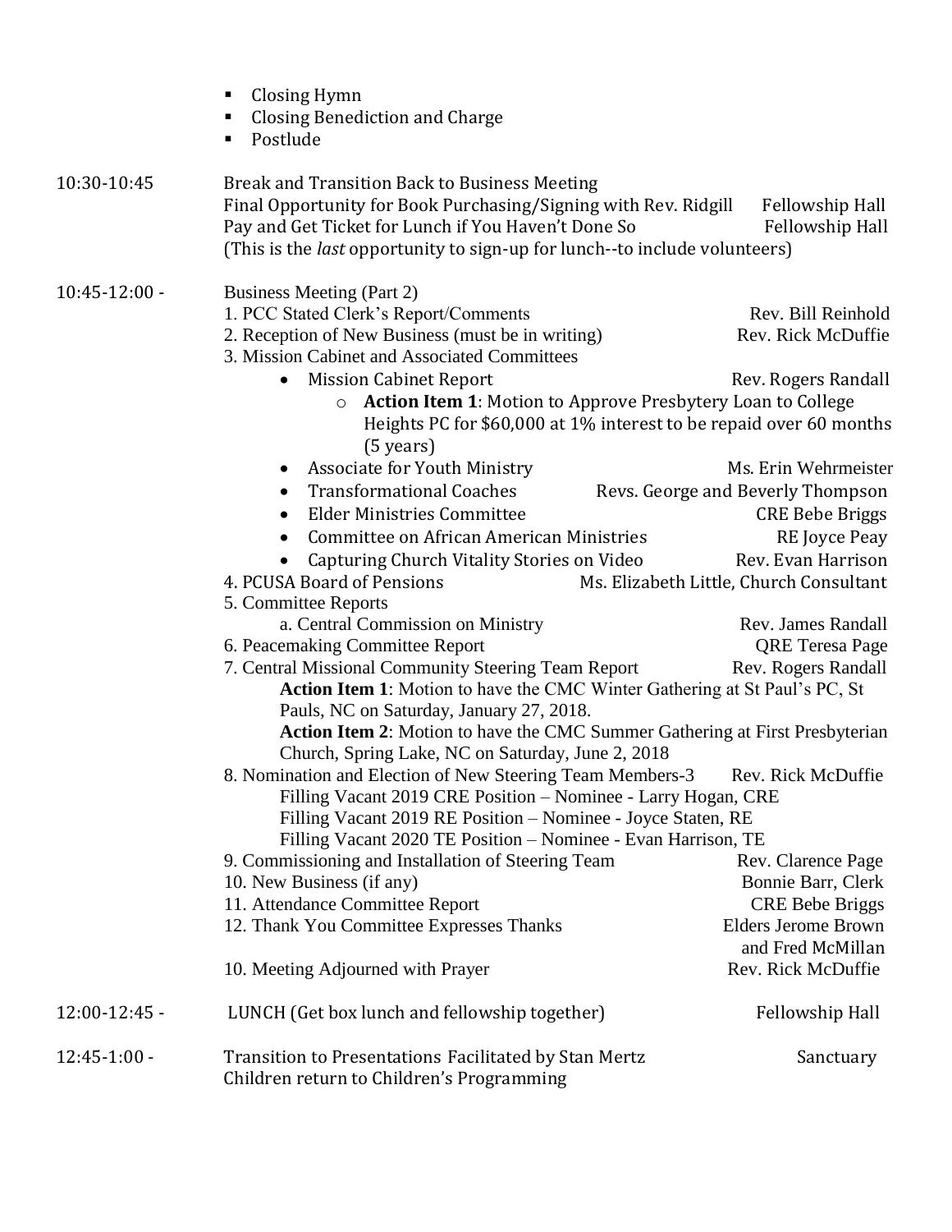- Closing Hymn
- Closing Benediction and Charge
- Postlude

10:30-10:45 Break and Transition Back to Business Meeting

Final Opportunity for Book Purchasing/Signing with Rev. Ridgill — Fellowship Hall

Pay and Get Ticket for Lunch if You Haven't Done So — Fellowship Hall

(This is the *last* opportunity to sign-up for lunch--to include volunteers)

10:45-12:00 - Business Meeting (Part 2)

1. PCC Stated Clerk's Report/Comments — Rev. Bill Reinhold
2. Reception of New Business (must be in writing) — Rev. Rick McDuffie
3. Mission Cabinet and Associated Committees
   - Mission Cabinet Report — Rev. Rogers Randall
     - **Action Item 1**: Motion to Approve Presbytery Loan to College Heights PC for $60,000 at 1% interest to be repaid over 60 months (5 years)
   - Associate for Youth Ministry — Ms. Erin Wehrmeister
   - Transformational Coaches — Revs. George and Beverly Thompson
   - Elder Ministries Committee — CRE Bebe Briggs
   - Committee on African American Ministries — RE Joyce Peay
   - Capturing Church Vitality Stories on Video — Rev. Evan Harrison
4. PCUSA Board of Pensions — Ms. Elizabeth Little, Church Consultant
5. Committee Reports
   a. Central Commission on Ministry — Rev. James Randall
6. Peacemaking Committee Report — QRE Teresa Page
7. Central Missional Community Steering Team Report — Rev. Rogers Randall

   **Action Item 1**: Motion to have the CMC Winter Gathering at St Paul's PC, St Pauls, NC on Saturday, January 27, 2018.

   **Action Item 2**: Motion to have the CMC Summer Gathering at First Presbyterian Church, Spring Lake, NC on Saturday, June 2, 2018
8. Nomination and Election of New Steering Team Members-3 — Rev. Rick McDuffie

   Filling Vacant 2019 CRE Position – Nominee - Larry Hogan, CRE

   Filling Vacant 2019 RE Position – Nominee - Joyce Staten, RE

   Filling Vacant 2020 TE Position – Nominee - Evan Harrison, TE
9. Commissioning and Installation of Steering Team — Rev. Clarence Page
10. New Business (if any) — Bonnie Barr, Clerk
11. Attendance Committee Report — CRE Bebe Briggs
12. Thank You Committee Expresses Thanks — Elders Jerome Brown and Fred McMillan

10. Meeting Adjourned with Prayer — Rev. Rick McDuffie

12:00-12:45 - LUNCH (Get box lunch and fellowship together) — Fellowship Hall

12:45-1:00 - Transition to Presentations Facilitated by Stan Mertz — Sanctuary

Children return to Children's Programming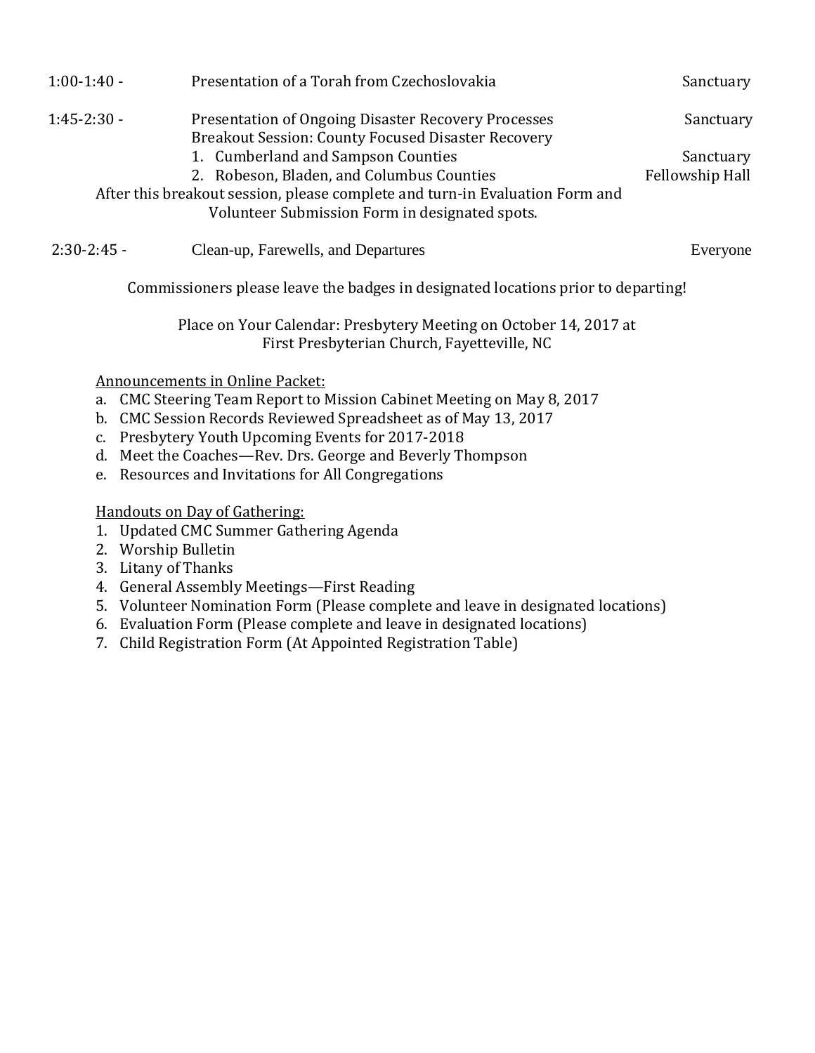| | | |
|---|---|---|
| 1:00-1:40 - | Presentation of a Torah from Czechoslovakia | Sanctuary |
| 1:45-2:30 - | Presentation of Ongoing Disaster Recovery Processes | Sanctuary |
| | Breakout Session: County Focused Disaster Recovery | |
| | 1. Cumberland and Sampson Counties | Sanctuary |
| | 2. Robeson, Bladen, and Columbus Counties | Fellowship Hall |

After this breakout session, please complete and turn-in Evaluation Form and Volunteer Submission Form in designated spots.

| | | |
|---|---|---|
| 2:30-2:45 - | Clean-up, Farewells, and Departures | Everyone |

Commissioners please leave the badges in designated locations prior to departing!

Place on Your Calendar: Presbytery Meeting on October 14, 2017 at First Presbyterian Church, Fayetteville, NC

Announcements in Online Packet:

a. CMC Steering Team Report to Mission Cabinet Meeting on May 8, 2017
b. CMC Session Records Reviewed Spreadsheet as of May 13, 2017
c. Presbytery Youth Upcoming Events for 2017-2018
d. Meet the Coaches—Rev. Drs. George and Beverly Thompson
e. Resources and Invitations for All Congregations

Handouts on Day of Gathering:

1. Updated CMC Summer Gathering Agenda
2. Worship Bulletin
3. Litany of Thanks
4. General Assembly Meetings—First Reading
5. Volunteer Nomination Form (Please complete and leave in designated locations)
6. Evaluation Form (Please complete and leave in designated locations)
7. Child Registration Form (At Appointed Registration Table)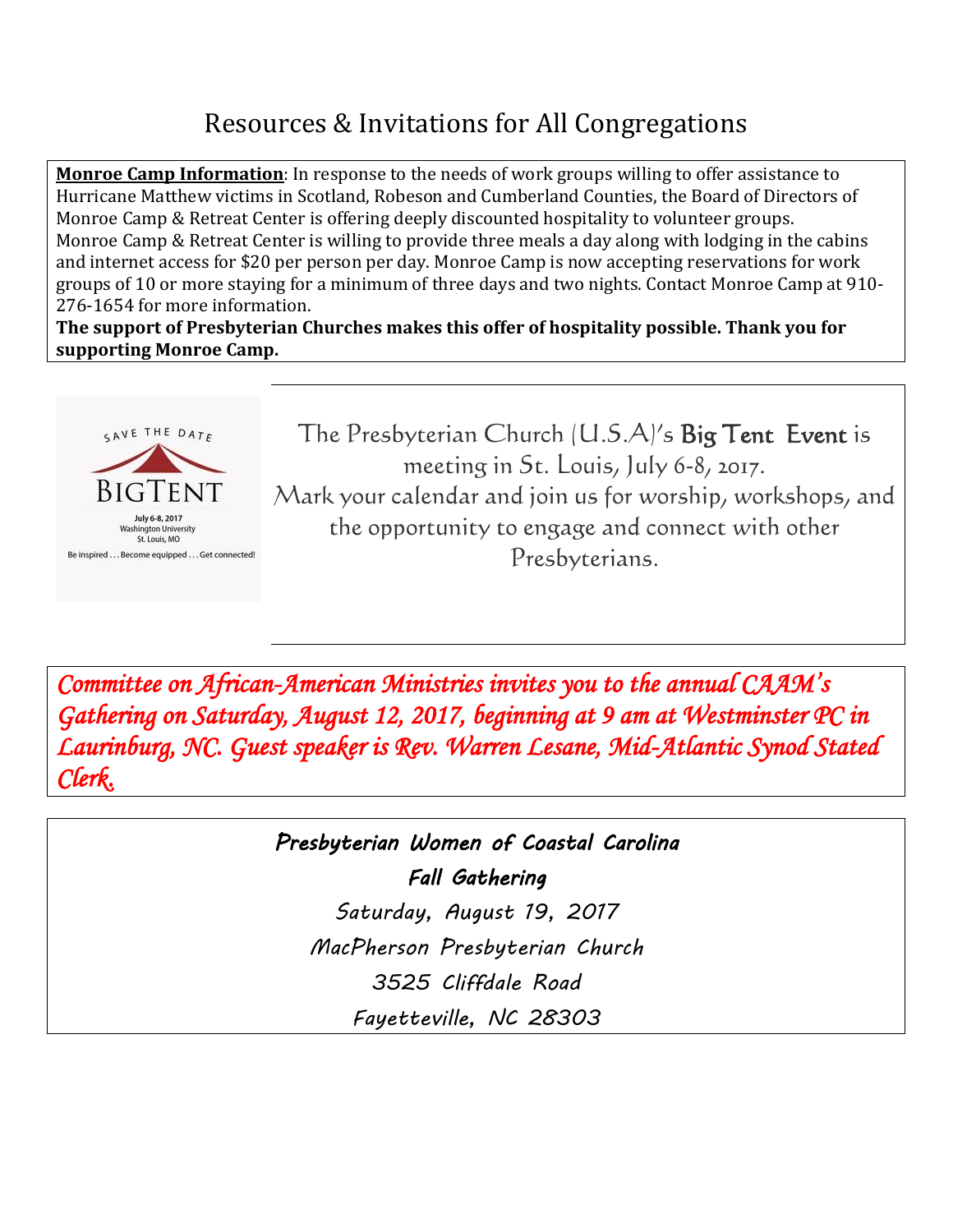# Resources & Invitations for All Congregations

**Monroe Camp Information**: In response to the needs of work groups willing to offer assistance to Hurricane Matthew victims in Scotland, Robeson and Cumberland Counties, the Board of Directors of Monroe Camp & Retreat Center is offering deeply discounted hospitality to volunteer groups. Monroe Camp & Retreat Center is willing to provide three meals a day along with lodging in the cabins and internet access for $20 per person per day. Monroe Camp is now accepting reservations for work groups of 10 or more staying for a minimum of three days and two nights. Contact Monroe Camp at 910-276-1654 for more information.

**The support of Presbyterian Churches makes this offer of hospitality possible. Thank you for supporting Monroe Camp.**

SAVE THE DATE
BIGTENT
July 6-8, 2017
Washington University
St. Louis, MO
Be inspired . . . Become equipped . . . Get connected!

The Presbyterian Church (U.S.A)'s **Big Tent Event** is meeting in St. Louis, July 6-8, 2017.
Mark your calendar and join us for worship, workshops, and the opportunity to engage and connect with other Presbyterians.

*Committee on African-American Ministries invites you to the annual CAAM's Gathering on Saturday, August 12, 2017, beginning at 9 am at Westminster PC in Laurinburg, NC. Guest speaker is Rev. Warren Lesane, Mid-Atlantic Synod Stated Clerk.*

***Presbyterian Women of Coastal Carolina***
***Fall Gathering***
*Saturday, August 19, 2017*
*MacPherson Presbyterian Church*
*3525 Cliffdale Road*
*Fayetteville, NC 28303*